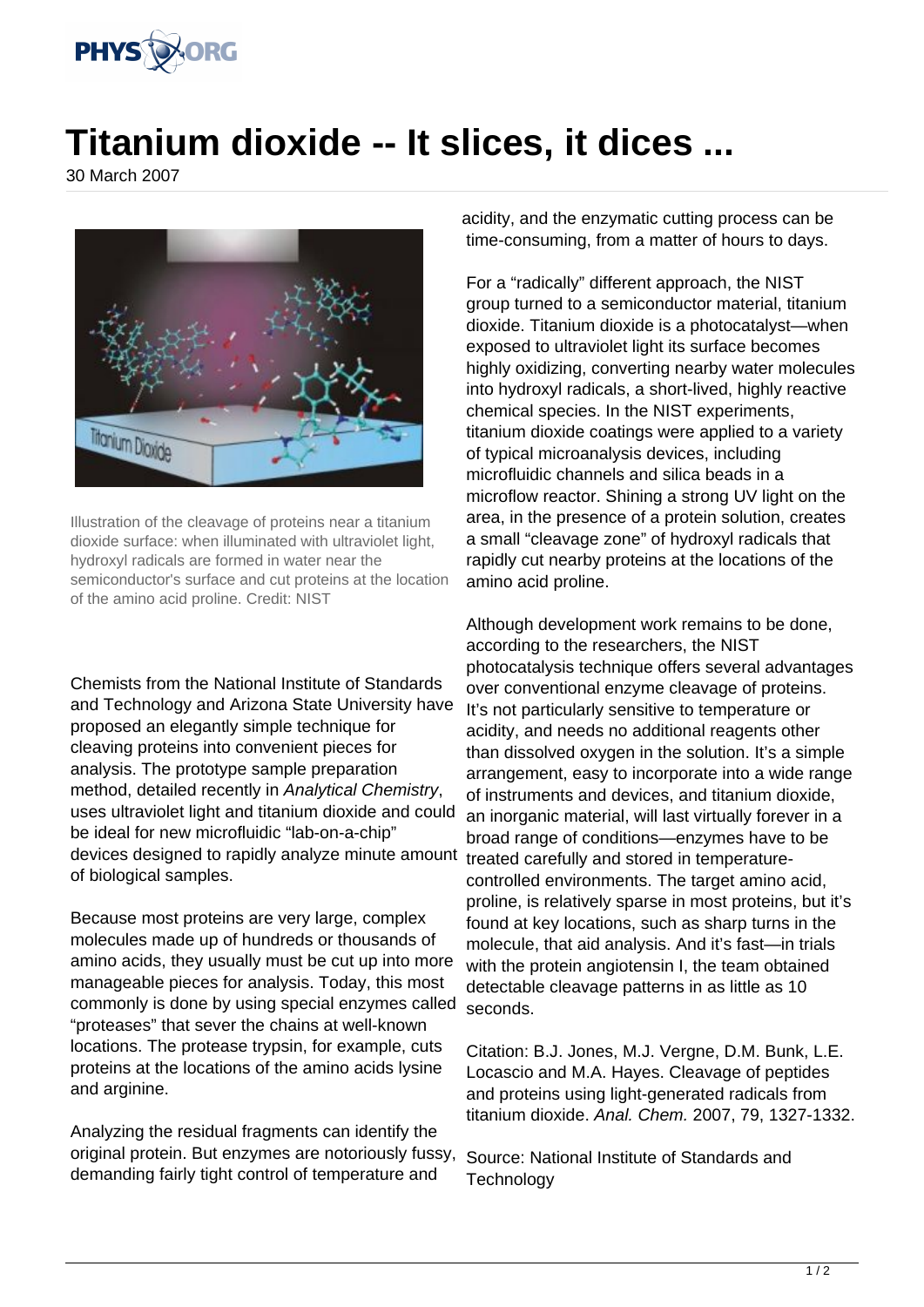# Titanium dioxide -- It slices, it dices ...

30 March 2007

Illustration of the cleavage of proteins near a titanium dioxide surface: when illuminated with ultraviolet light, hydroxyl radicals are formed in water near the semiconductor's surface and cut proteins at the location of the amino acid proline. Credit: NIST

Chemists from the National Institute of Standards and Technology and Arizona State University have proposed an elegantly simple technique for cleaving proteins into convenient pieces for analysis. The prototype sample preparation method, detailed recently in *Analytical Chemistry*, uses ultraviolet light and titanium dioxide and could be ideal for new microfluidic "lab-on-a-chip" devices designed to rapidly analyze minute amount of biological samples.

Because most proteins are very large, complex molecules made up of hundreds or thousands of amino acids, they usually must be cut up into more manageable pieces for analysis. Today, this most commonly is done by using special enzymes called "proteases" that sever the chains at well-known locations. The protease trypsin, for example, cuts proteins at the locations of the amino acids lysine and arginine.

Analyzing the residual fragments can identify the original protein. But enzymes are notoriously fussy, demanding fairly tight control of temperature and acidity, and the enzymatic cutting process can be time-consuming, from a matter of hours to days.

For a "radically" different approach, the NIST group turned to a semiconductor material, titanium dioxide. Titanium dioxide is a photocatalyst—when exposed to ultraviolet light its surface becomes highly oxidizing, converting nearby water molecules into hydroxyl radicals, a short-lived, highly reactive chemical species. In the NIST experiments, titanium dioxide coatings were applied to a variety of typical microanalysis devices, including microfluidic channels and silica beads in a microflow reactor. Shining a strong UV light on the area, in the presence of a protein solution, creates a small "cleavage zone" of hydroxyl radicals that rapidly cut nearby proteins at the locations of the amino acid proline.

Although development work remains to be done, according to the researchers, the NIST photocatalysis technique offers several advantages over conventional enzyme cleavage of proteins. It's not particularly sensitive to temperature or acidity, and needs no additional reagents other than dissolved oxygen in the solution. It's a simple arrangement, easy to incorporate into a wide range of instruments and devices, and titanium dioxide, an inorganic material, will last virtually forever in a broad range of conditions—enzymes have to be treated carefully and stored in temperature-controlled environments. The target amino acid, proline, is relatively sparse in most proteins, but it's found at key locations, such as sharp turns in the molecule, that aid analysis. And it's fast—in trials with the protein angiotensin I, the team obtained detectable cleavage patterns in as little as 10 seconds.

Citation: B.J. Jones, M.J. Vergne, D.M. Bunk, L.E. Locascio and M.A. Hayes. Cleavage of peptides and proteins using light-generated radicals from titanium dioxide. *Anal. Chem.* 2007, 79, 1327-1332.

Source: National Institute of Standards and Technology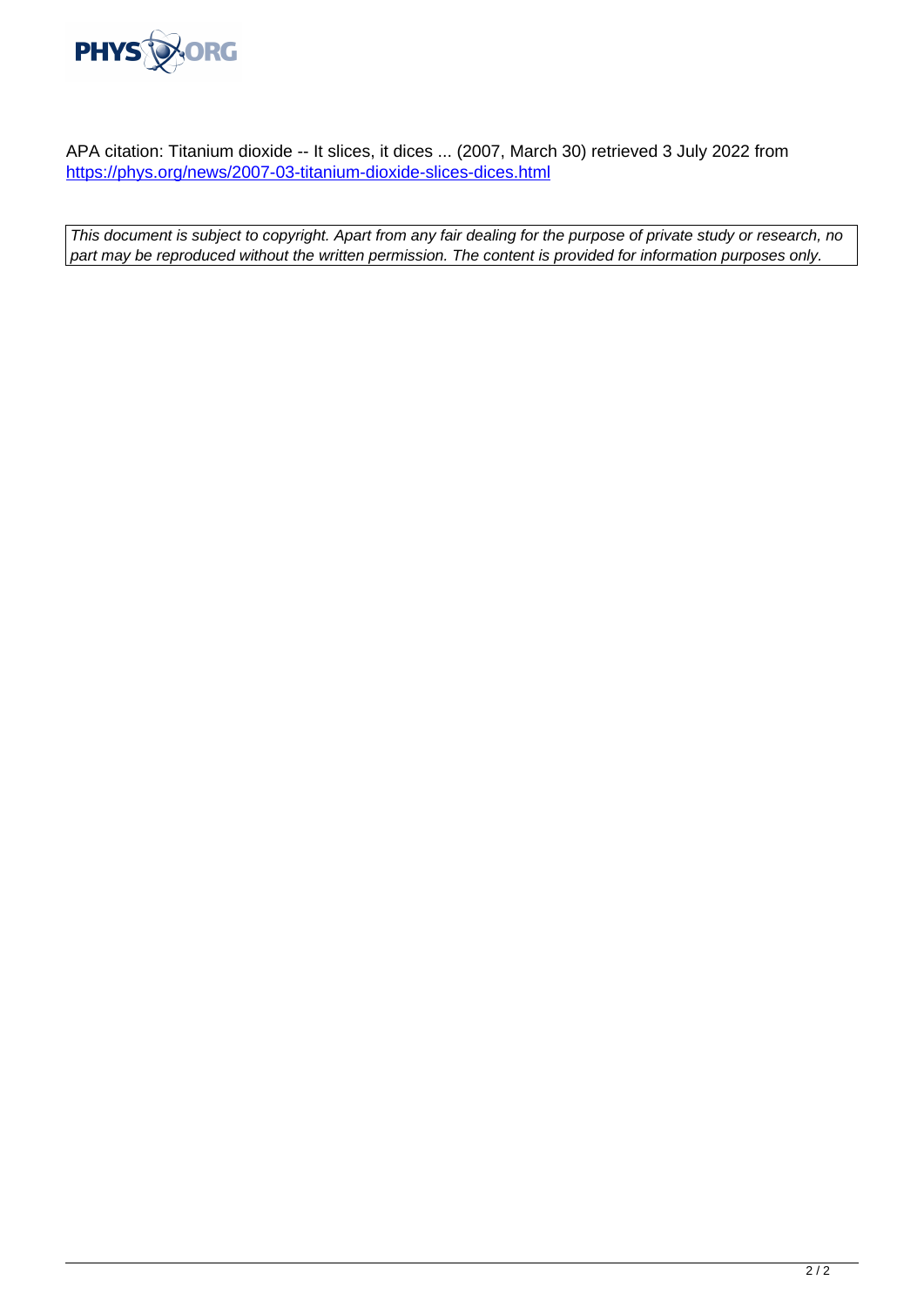APA citation: Titanium dioxide -- It slices, it dices ... (2007, March 30) retrieved 3 July 2022 from https://phys.org/news/2007-03-titanium-dioxide-slices-dices.html

*This document is subject to copyright. Apart from any fair dealing for the purpose of private study or research, no part may be reproduced without the written permission. The content is provided for information purposes only.*